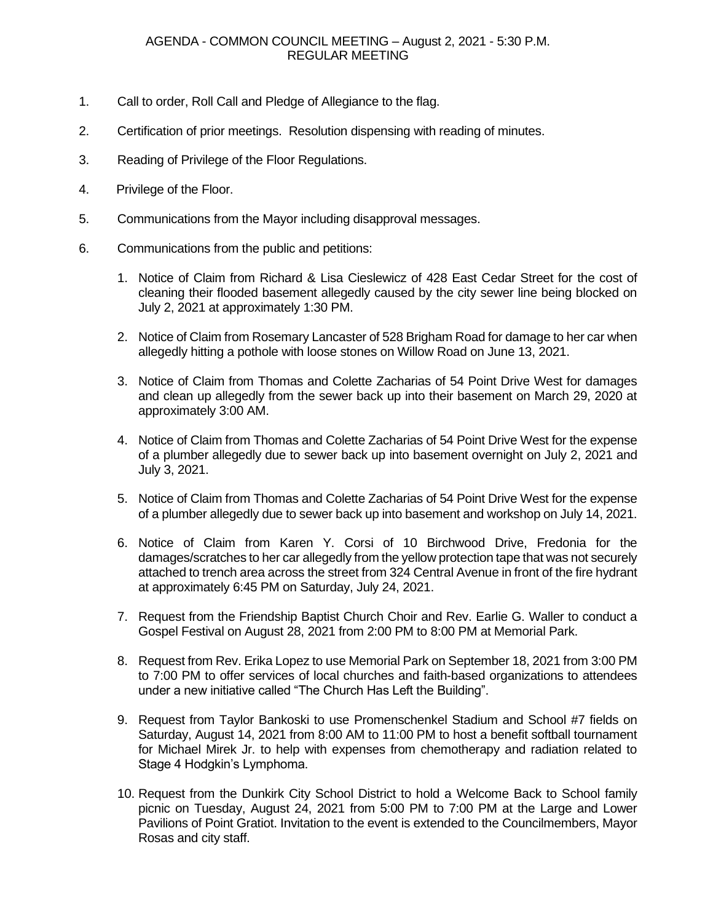AGENDA - COMMON COUNCIL MEETING – August 2, 2021 - 5:30 P.M.
REGULAR MEETING

1. Call to order, Roll Call and Pledge of Allegiance to the flag.

2. Certification of prior meetings. Resolution dispensing with reading of minutes.

3. Reading of Privilege of the Floor Regulations.

4. Privilege of the Floor.

5. Communications from the Mayor including disapproval messages.

6. Communications from the public and petitions:

   1. Notice of Claim from Richard & Lisa Cieslewicz of 428 East Cedar Street for the cost of cleaning their flooded basement allegedly caused by the city sewer line being blocked on July 2, 2021 at approximately 1:30 PM.

   2. Notice of Claim from Rosemary Lancaster of 528 Brigham Road for damage to her car when allegedly hitting a pothole with loose stones on Willow Road on June 13, 2021.

   3. Notice of Claim from Thomas and Colette Zacharias of 54 Point Drive West for damages and clean up allegedly from the sewer back up into their basement on March 29, 2020 at approximately 3:00 AM.

   4. Notice of Claim from Thomas and Colette Zacharias of 54 Point Drive West for the expense of a plumber allegedly due to sewer back up into basement overnight on July 2, 2021 and July 3, 2021.

   5. Notice of Claim from Thomas and Colette Zacharias of 54 Point Drive West for the expense of a plumber allegedly due to sewer back up into basement and workshop on July 14, 2021.

   6. Notice of Claim from Karen Y. Corsi of 10 Birchwood Drive, Fredonia for the damages/scratches to her car allegedly from the yellow protection tape that was not securely attached to trench area across the street from 324 Central Avenue in front of the fire hydrant at approximately 6:45 PM on Saturday, July 24, 2021.

   7. Request from the Friendship Baptist Church Choir and Rev. Earlie G. Waller to conduct a Gospel Festival on August 28, 2021 from 2:00 PM to 8:00 PM at Memorial Park.

   8. Request from Rev. Erika Lopez to use Memorial Park on September 18, 2021 from 3:00 PM to 7:00 PM to offer services of local churches and faith-based organizations to attendees under a new initiative called "The Church Has Left the Building".

   9. Request from Taylor Bankoski to use Promenschenkel Stadium and School #7 fields on Saturday, August 14, 2021 from 8:00 AM to 11:00 PM to host a benefit softball tournament for Michael Mirek Jr. to help with expenses from chemotherapy and radiation related to Stage 4 Hodgkin's Lymphoma.

   10. Request from the Dunkirk City School District to hold a Welcome Back to School family picnic on Tuesday, August 24, 2021 from 5:00 PM to 7:00 PM at the Large and Lower Pavilions of Point Gratiot. Invitation to the event is extended to the Councilmembers, Mayor Rosas and city staff.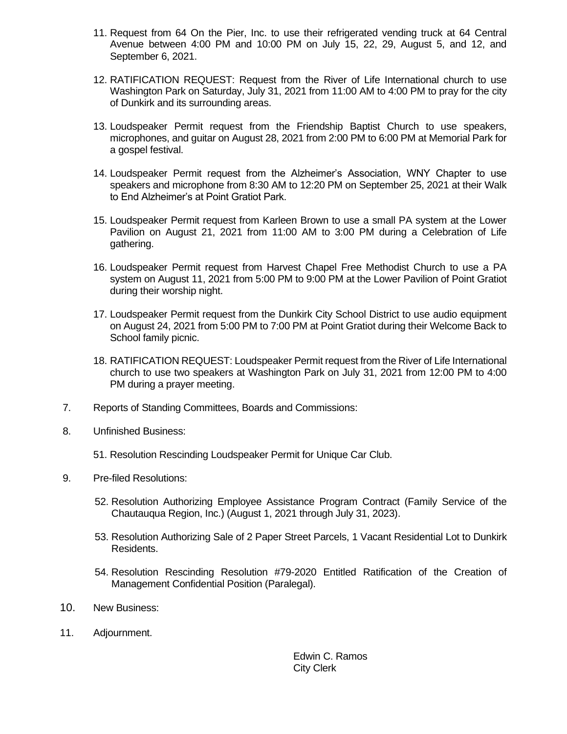11. Request from 64 On the Pier, Inc. to use their refrigerated vending truck at 64 Central Avenue between 4:00 PM and 10:00 PM on July 15, 22, 29, August 5, and 12, and September 6, 2021.

12. RATIFICATION REQUEST: Request from the River of Life International church to use Washington Park on Saturday, July 31, 2021 from 11:00 AM to 4:00 PM to pray for the city of Dunkirk and its surrounding areas.

13. Loudspeaker Permit request from the Friendship Baptist Church to use speakers, microphones, and guitar on August 28, 2021 from 2:00 PM to 6:00 PM at Memorial Park for a gospel festival.

14. Loudspeaker Permit request from the Alzheimer's Association, WNY Chapter to use speakers and microphone from 8:30 AM to 12:20 PM on September 25, 2021 at their Walk to End Alzheimer's at Point Gratiot Park.

15. Loudspeaker Permit request from Karleen Brown to use a small PA system at the Lower Pavilion on August 21, 2021 from 11:00 AM to 3:00 PM during a Celebration of Life gathering.

16. Loudspeaker Permit request from Harvest Chapel Free Methodist Church to use a PA system on August 11, 2021 from 5:00 PM to 9:00 PM at the Lower Pavilion of Point Gratiot during their worship night.

17. Loudspeaker Permit request from the Dunkirk City School District to use audio equipment on August 24, 2021 from 5:00 PM to 7:00 PM at Point Gratiot during their Welcome Back to School family picnic.

18. RATIFICATION REQUEST: Loudspeaker Permit request from the River of Life International church to use two speakers at Washington Park on July 31, 2021 from 12:00 PM to 4:00 PM during a prayer meeting.

7. Reports of Standing Committees, Boards and Commissions:

8. Unfinished Business:

    51. Resolution Rescinding Loudspeaker Permit for Unique Car Club.

9. Pre-filed Resolutions:

    52. Resolution Authorizing Employee Assistance Program Contract (Family Service of the Chautauqua Region, Inc.) (August 1, 2021 through July 31, 2023).

    53. Resolution Authorizing Sale of 2 Paper Street Parcels, 1 Vacant Residential Lot to Dunkirk Residents.

    54. Resolution Rescinding Resolution #79-2020 Entitled Ratification of the Creation of Management Confidential Position (Paralegal).

10. New Business:

11. Adjournment.

Edwin C. Ramos
City Clerk